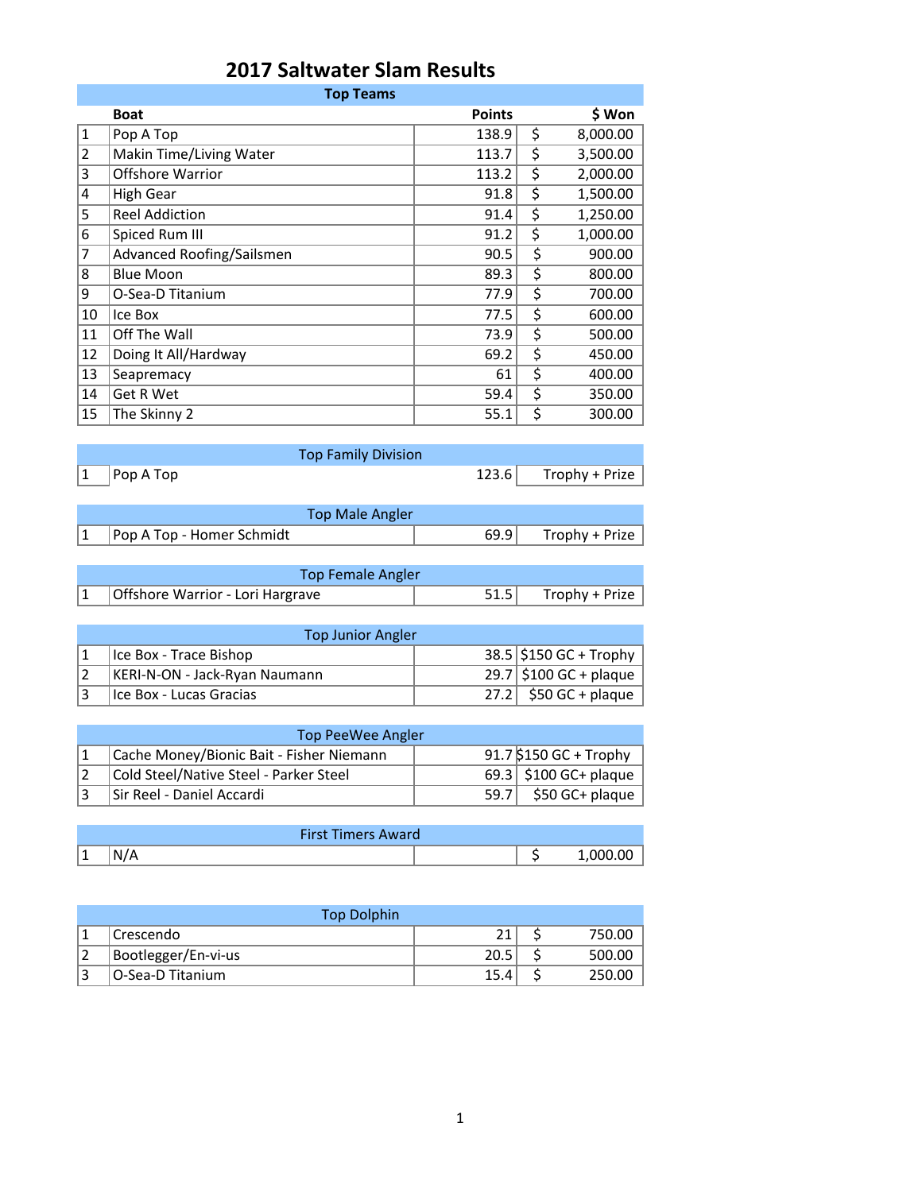# 2017 Saltwater Slam Results

## Top Teams

| | Boat | Points | $ Won |
|---|---|---|---|
| 1 | Pop A Top | 138.9 | $ 8,000.00 |
| 2 | Makin Time/Living Water | 113.7 | $ 3,500.00 |
| 3 | Offshore Warrior | 113.2 | $ 2,000.00 |
| 4 | High Gear | 91.8 | $ 1,500.00 |
| 5 | Reel Addiction | 91.4 | $ 1,250.00 |
| 6 | Spiced Rum III | 91.2 | $ 1,000.00 |
| 7 | Advanced Roofing/Sailsmen | 90.5 | $ 900.00 |
| 8 | Blue Moon | 89.3 | $ 800.00 |
| 9 | O-Sea-D Titanium | 77.9 | $ 700.00 |
| 10 | Ice Box | 77.5 | $ 600.00 |
| 11 | Off The Wall | 73.9 | $ 500.00 |
| 12 | Doing It All/Hardway | 69.2 | $ 450.00 |
| 13 | Seapremacy | 61 | $ 400.00 |
| 14 | Get R Wet | 59.4 | $ 350.00 |
| 15 | The Skinny 2 | 55.1 | $ 300.00 |

## Top Family Division

| | | | |
|---|---|---|---|
| 1 | Pop A Top | 123.6 | Trophy + Prize |

## Top Male Angler

| | | | |
|---|---|---|---|
| 1 | Pop A Top - Homer Schmidt | 69.9 | Trophy + Prize |

## Top Female Angler

| | | | |
|---|---|---|---|
| 1 | Offshore Warrior - Lori Hargrave | 51.5 | Trophy + Prize |

## Top Junior Angler

| | | | |
|---|---|---|---|
| 1 | Ice Box - Trace Bishop | 38.5 | $150 GC + Trophy |
| 2 | KERI-N-ON - Jack-Ryan Naumann | 29.7 | $100 GC + plaque |
| 3 | Ice Box - Lucas Gracias | 27.2 | $50 GC + plaque |

## Top PeeWee Angler

| | | | |
|---|---|---|---|
| 1 | Cache Money/Bionic Bait - Fisher Niemann | 91.7 | $150 GC + Trophy |
| 2 | Cold Steel/Native Steel - Parker Steel | 69.3 | $100 GC+ plaque |
| 3 | Sir Reel - Daniel Accardi | 59.7 | $50 GC+ plaque |

## First Timers Award

| | | | |
|---|---|---|---|
| 1 | N/A | | $ 1,000.00 |

## Top Dolphin

| | | | |
|---|---|---|---|
| 1 | Crescendo | 21 | $ 750.00 |
| 2 | Bootlegger/En-vi-us | 20.5 | $ 500.00 |
| 3 | O-Sea-D Titanium | 15.4 | $ 250.00 |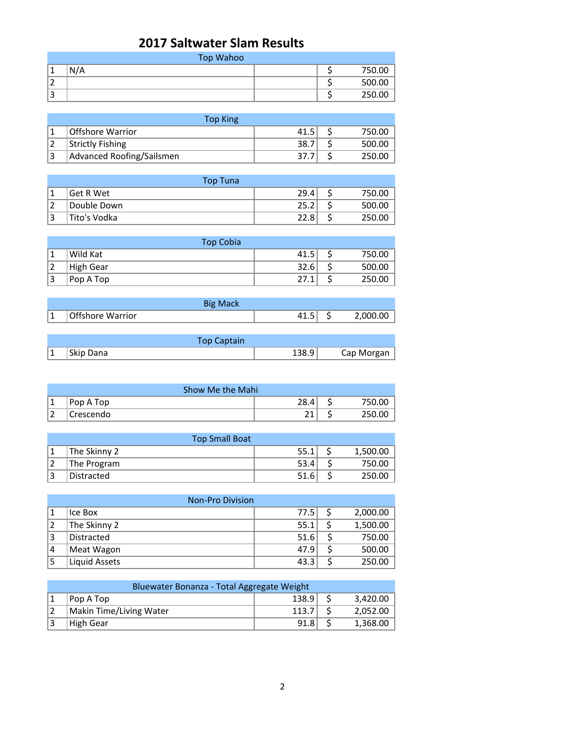# 2017 Saltwater Slam Results

| Top Wahoo | | | |
|---|---|---|---|
| 1 | N/A | | $ 750.00 |
| 2 | | | $ 500.00 |
| 3 | | | $ 250.00 |

| Top King | | | |
|---|---|---|---|
| 1 | Offshore Warrior | 41.5 | $ 750.00 |
| 2 | Strictly Fishing | 38.7 | $ 500.00 |
| 3 | Advanced Roofing/Sailsmen | 37.7 | $ 250.00 |

| Top Tuna | | | |
|---|---|---|---|
| 1 | Get R Wet | 29.4 | $ 750.00 |
| 2 | Double Down | 25.2 | $ 500.00 |
| 3 | Tito's Vodka | 22.8 | $ 250.00 |

| Top Cobia | | | |
|---|---|---|---|
| 1 | Wild Kat | 41.5 | $ 750.00 |
| 2 | High Gear | 32.6 | $ 500.00 |
| 3 | Pop A Top | 27.1 | $ 250.00 |

| Big Mack | | | |
|---|---|---|---|
| 1 | Offshore Warrior | 41.5 | $ 2,000.00 |

| Top Captain | | | |
|---|---|---|---|
| 1 | Skip Dana | 138.9 | Cap Morgan |

| Show Me the Mahi | | | |
|---|---|---|---|
| 1 | Pop A Top | 28.4 | $ 750.00 |
| 2 | Crescendo | 21 | $ 250.00 |

| Top Small Boat | | | |
|---|---|---|---|
| 1 | The Skinny 2 | 55.1 | $ 1,500.00 |
| 2 | The Program | 53.4 | $ 750.00 |
| 3 | Distracted | 51.6 | $ 250.00 |

| Non-Pro Division | | | |
|---|---|---|---|
| 1 | Ice Box | 77.5 | $ 2,000.00 |
| 2 | The Skinny 2 | 55.1 | $ 1,500.00 |
| 3 | Distracted | 51.6 | $ 750.00 |
| 4 | Meat Wagon | 47.9 | $ 500.00 |
| 5 | Liquid Assets | 43.3 | $ 250.00 |

| Bluewater Bonanza - Total Aggregate Weight | | | |
|---|---|---|---|
| 1 | Pop A Top | 138.9 | $ 3,420.00 |
| 2 | Makin Time/Living Water | 113.7 | $ 2,052.00 |
| 3 | High Gear | 91.8 | $ 1,368.00 |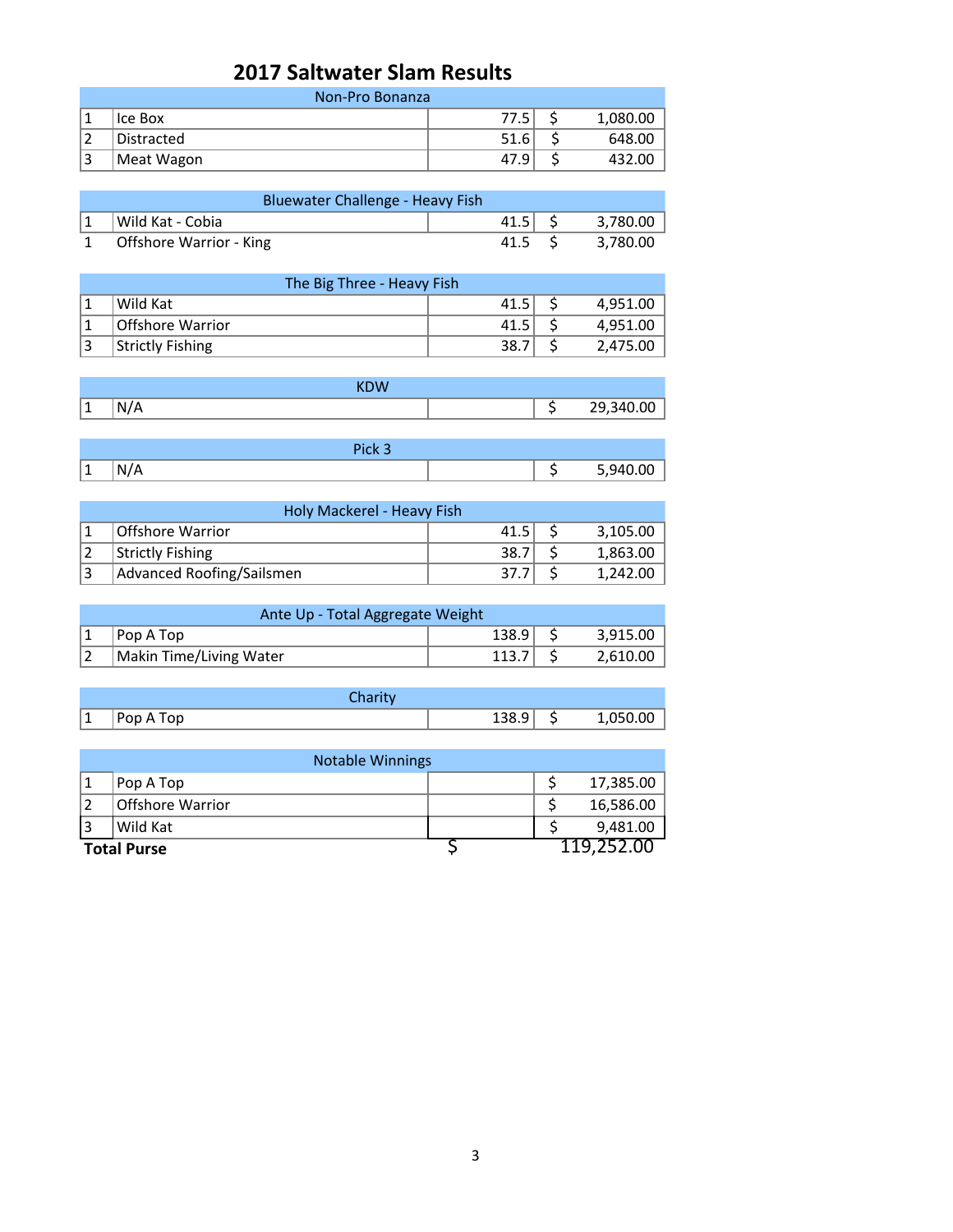# 2017 Saltwater Slam Results

| Non-Pro Bonanza | | | |
|---|---|---|---|
| 1 | Ice Box | 77.5 | $ 1,080.00 |
| 2 | Distracted | 51.6 | $ 648.00 |
| 3 | Meat Wagon | 47.9 | $ 432.00 |

| Bluewater Challenge - Heavy Fish | | | |
|---|---|---|---|
| 1 | Wild Kat - Cobia | 41.5 | $ 3,780.00 |
| 1 | Offshore Warrior - King | 41.5 | $ 3,780.00 |

| The Big Three - Heavy Fish | | | |
|---|---|---|---|
| 1 | Wild Kat | 41.5 | $ 4,951.00 |
| 1 | Offshore Warrior | 41.5 | $ 4,951.00 |
| 3 | Strictly Fishing | 38.7 | $ 2,475.00 |

| KDW | | | |
|---|---|---|---|
| 1 | N/A | | $ 29,340.00 |

| Pick 3 | | | |
|---|---|---|---|
| 1 | N/A | | $ 5,940.00 |

| Holy Mackerel - Heavy Fish | | | |
|---|---|---|---|
| 1 | Offshore Warrior | 41.5 | $ 3,105.00 |
| 2 | Strictly Fishing | 38.7 | $ 1,863.00 |
| 3 | Advanced Roofing/Sailsmen | 37.7 | $ 1,242.00 |

| Ante Up - Total Aggregate Weight | | | |
|---|---|---|---|
| 1 | Pop A Top | 138.9 | $ 3,915.00 |
| 2 | Makin Time/Living Water | 113.7 | $ 2,610.00 |

| Charity | | | |
|---|---|---|---|
| 1 | Pop A Top | 138.9 | $ 1,050.00 |

| Notable Winnings | | | |
|---|---|---|---|
| 1 | Pop A Top | | $ 17,385.00 |
| 2 | Offshore Warrior | | $ 16,586.00 |
| 3 | Wild Kat | | $ 9,481.00 |
| **Total Purse** | | $ | 119,252.00 |